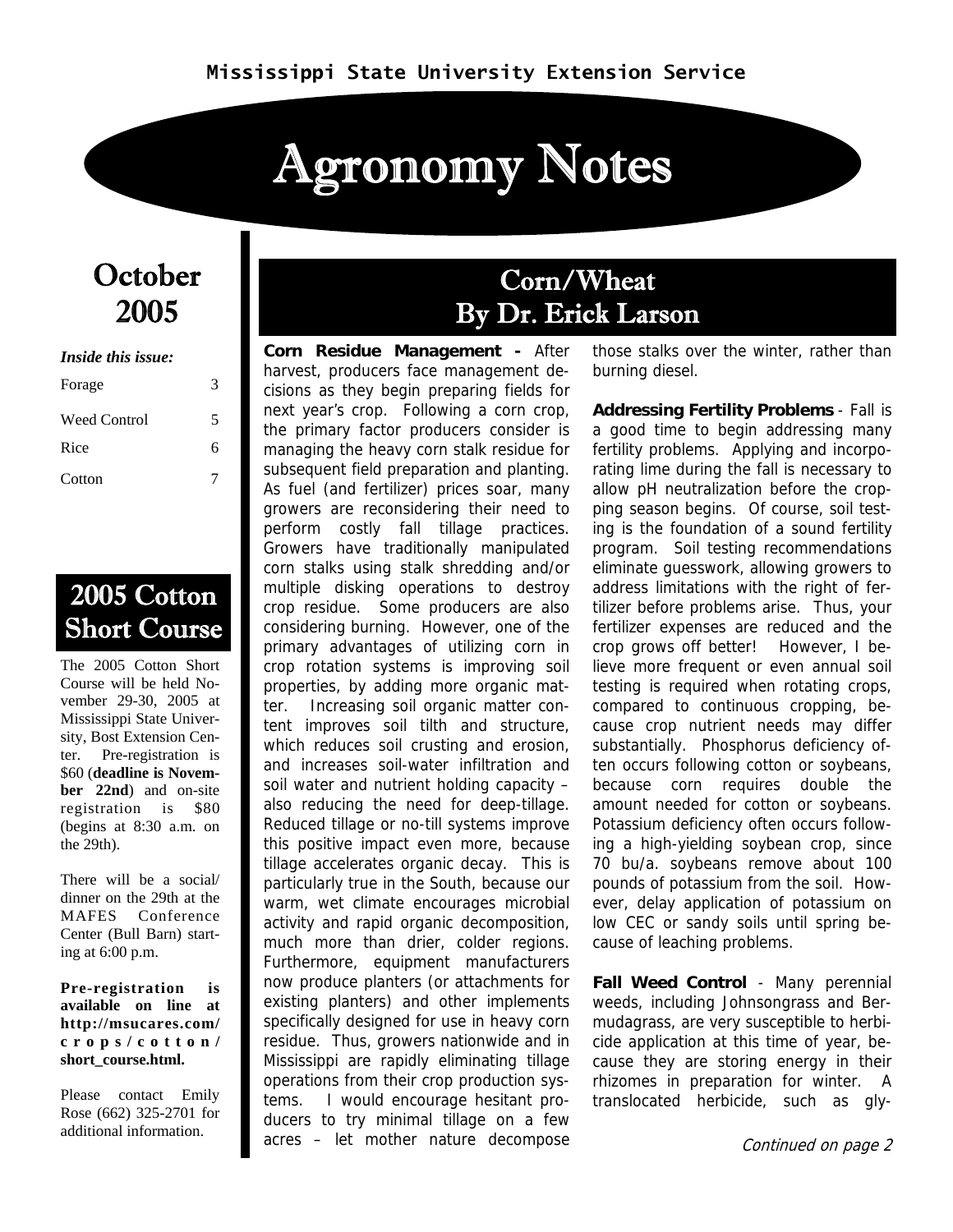Mississippi State University Extension Service

# Agronomy Notes

## October 2005

*Inside this issue:*

| | |
|---|---|
| Forage | 3 |
| Weed Control | 5 |
| Rice | 6 |
| Cotton | 7 |

## 2005 Cotton Short Course

The 2005 Cotton Short Course will be held November 29-30, 2005 at Mississippi State University, Bost Extension Center. Pre-registration is $60 (**deadline is November 22nd**) and on-site registration is $80 (begins at 8:30 a.m. on the 29th).

There will be a social/ dinner on the 29th at the MAFES Conference Center (Bull Barn) starting at 6:00 p.m.

**Pre-registration is available on line at http://msucares.com/crops/cotton/short_course.html.**

Please contact Emily Rose (662) 325-2701 for additional information.

## Corn/Wheat
## By Dr. Erick Larson

**Corn Residue Management -** After harvest, producers face management decisions as they begin preparing fields for next year's crop. Following a corn crop, the primary factor producers consider is managing the heavy corn stalk residue for subsequent field preparation and planting. As fuel (and fertilizer) prices soar, many growers are reconsidering their need to perform costly fall tillage practices. Growers have traditionally manipulated corn stalks using stalk shredding and/or multiple disking operations to destroy crop residue. Some producers are also considering burning. However, one of the primary advantages of utilizing corn in crop rotation systems is improving soil properties, by adding more organic matter. Increasing soil organic matter content improves soil tilth and structure, which reduces soil crusting and erosion, and increases soil-water infiltration and soil water and nutrient holding capacity – also reducing the need for deep-tillage. Reduced tillage or no-till systems improve this positive impact even more, because tillage accelerates organic decay. This is particularly true in the South, because our warm, wet climate encourages microbial activity and rapid organic decomposition, much more than drier, colder regions. Furthermore, equipment manufacturers now produce planters (or attachments for existing planters) and other implements specifically designed for use in heavy corn residue. Thus, growers nationwide and in Mississippi are rapidly eliminating tillage operations from their crop production systems. I would encourage hesitant producers to try minimal tillage on a few acres – let mother nature decompose those stalks over the winter, rather than burning diesel.

**Addressing Fertility Problems** - Fall is a good time to begin addressing many fertility problems. Applying and incorporating lime during the fall is necessary to allow pH neutralization before the cropping season begins. Of course, soil testing is the foundation of a sound fertility program. Soil testing recommendations eliminate guesswork, allowing growers to address limitations with the right of fertilizer before problems arise. Thus, your fertilizer expenses are reduced and the crop grows off better! However, I believe more frequent or even annual soil testing is required when rotating crops, compared to continuous cropping, because crop nutrient needs may differ substantially. Phosphorus deficiency often occurs following cotton or soybeans, because corn requires double the amount needed for cotton or soybeans. Potassium deficiency often occurs following a high-yielding soybean crop, since 70 bu/a. soybeans remove about 100 pounds of potassium from the soil. However, delay application of potassium on low CEC or sandy soils until spring because of leaching problems.

**Fall Weed Control** - Many perennial weeds, including Johnsongrass and Bermudagrass, are very susceptible to herbicide application at this time of year, because they are storing energy in their rhizomes in preparation for winter. A translocated herbicide, such as gly-

*Continued on page 2*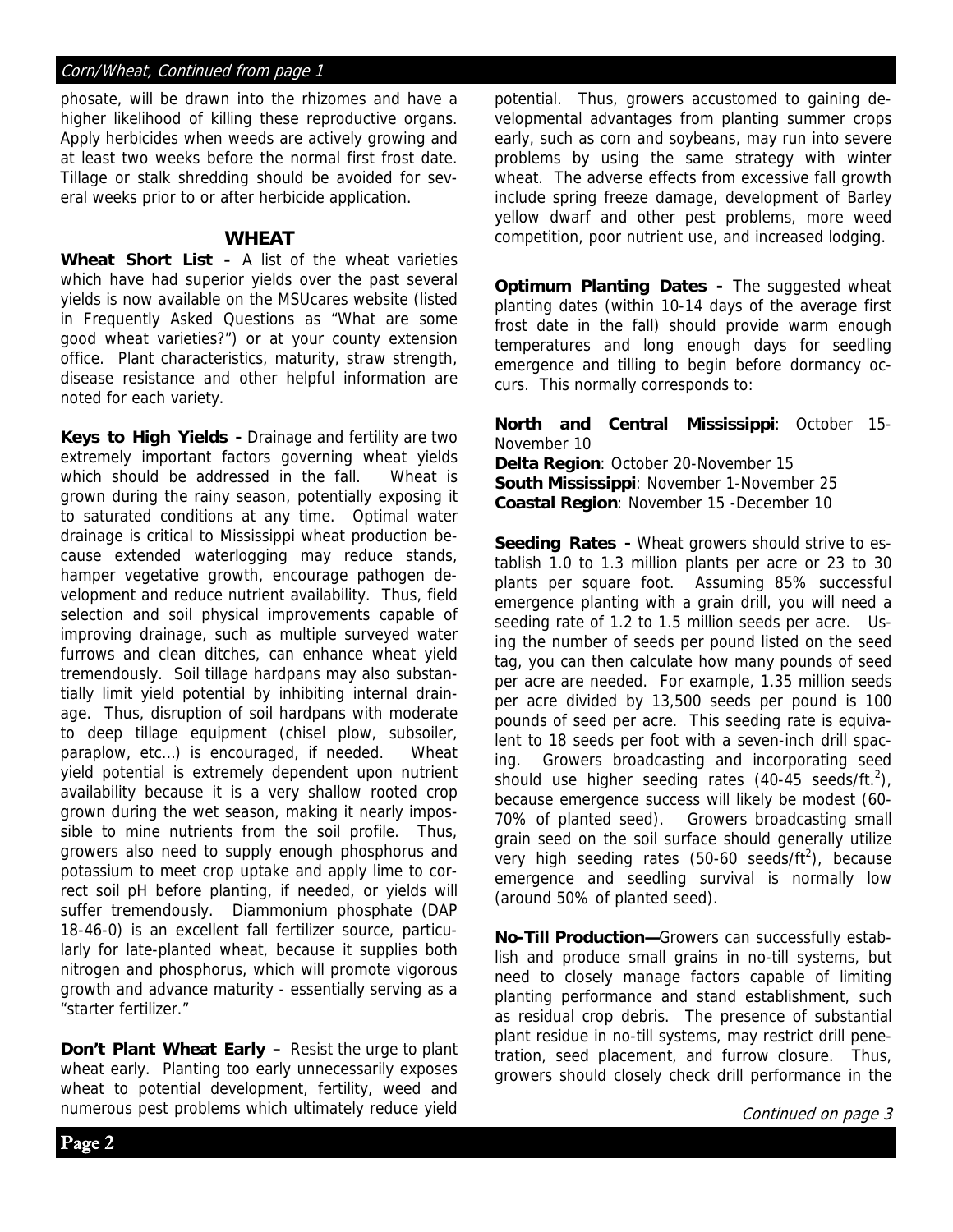phosate, will be drawn into the rhizomes and have a higher likelihood of killing these reproductive organs. Apply herbicides when weeds are actively growing and at least two weeks before the normal first frost date. Tillage or stalk shredding should be avoided for several weeks prior to or after herbicide application.

## WHEAT

**Wheat Short List -** A list of the wheat varieties which have had superior yields over the past several yields is now available on the MSUcares website (listed in Frequently Asked Questions as "What are some good wheat varieties?") or at your county extension office. Plant characteristics, maturity, straw strength, disease resistance and other helpful information are noted for each variety.

**Keys to High Yields -** Drainage and fertility are two extremely important factors governing wheat yields which should be addressed in the fall. Wheat is grown during the rainy season, potentially exposing it to saturated conditions at any time. Optimal water drainage is critical to Mississippi wheat production because extended waterlogging may reduce stands, hamper vegetative growth, encourage pathogen development and reduce nutrient availability. Thus, field selection and soil physical improvements capable of improving drainage, such as multiple surveyed water furrows and clean ditches, can enhance wheat yield tremendously. Soil tillage hardpans may also substantially limit yield potential by inhibiting internal drainage. Thus, disruption of soil hardpans with moderate to deep tillage equipment (chisel plow, subsoiler, paraplow, etc…) is encouraged, if needed. Wheat yield potential is extremely dependent upon nutrient availability because it is a very shallow rooted crop grown during the wet season, making it nearly impossible to mine nutrients from the soil profile. Thus, growers also need to supply enough phosphorus and potassium to meet crop uptake and apply lime to correct soil pH before planting, if needed, or yields will suffer tremendously. Diammonium phosphate (DAP 18-46-0) is an excellent fall fertilizer source, particularly for late-planted wheat, because it supplies both nitrogen and phosphorus, which will promote vigorous growth and advance maturity - essentially serving as a "starter fertilizer."

**Don't Plant Wheat Early –** Resist the urge to plant wheat early. Planting too early unnecessarily exposes wheat to potential development, fertility, weed and numerous pest problems which ultimately reduce yield potential. Thus, growers accustomed to gaining developmental advantages from planting summer crops early, such as corn and soybeans, may run into severe problems by using the same strategy with winter wheat. The adverse effects from excessive fall growth include spring freeze damage, development of Barley yellow dwarf and other pest problems, more weed competition, poor nutrient use, and increased lodging.

**Optimum Planting Dates -** The suggested wheat planting dates (within 10-14 days of the average first frost date in the fall) should provide warm enough temperatures and long enough days for seedling emergence and tilling to begin before dormancy occurs. This normally corresponds to:

**North and Central Mississippi**: October 15-November 10
**Delta Region**: October 20-November 15
**South Mississippi**: November 1-November 25
**Coastal Region**: November 15 -December 10

**Seeding Rates -** Wheat growers should strive to establish 1.0 to 1.3 million plants per acre or 23 to 30 plants per square foot. Assuming 85% successful emergence planting with a grain drill, you will need a seeding rate of 1.2 to 1.5 million seeds per acre. Using the number of seeds per pound listed on the seed tag, you can then calculate how many pounds of seed per acre are needed. For example, 1.35 million seeds per acre divided by 13,500 seeds per pound is 100 pounds of seed per acre. This seeding rate is equivalent to 18 seeds per foot with a seven-inch drill spacing. Growers broadcasting and incorporating seed should use higher seeding rates (40-45 seeds/ft.$^2$), because emergence success will likely be modest (60-70% of planted seed). Growers broadcasting small grain seed on the soil surface should generally utilize very high seeding rates (50-60 seeds/ft$^2$), because emergence and seedling survival is normally low (around 50% of planted seed).

**No-Till Production—**Growers can successfully establish and produce small grains in no-till systems, but need to closely manage factors capable of limiting planting performance and stand establishment, such as residual crop debris. The presence of substantial plant residue in no-till systems, may restrict drill penetration, seed placement, and furrow closure. Thus, growers should closely check drill performance in the

*Continued on page 3*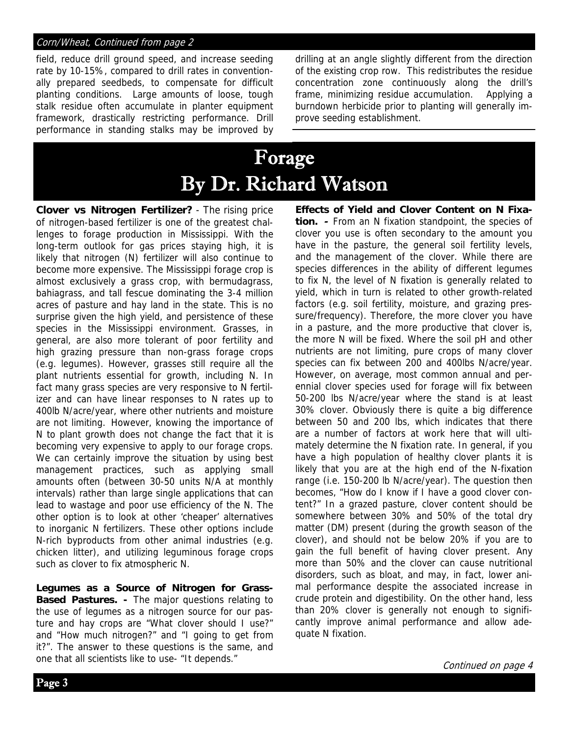*Corn/Wheat, Continued from page 2*

field, reduce drill ground speed, and increase seeding rate by 10-15%, compared to drill rates in conventionally prepared seedbeds, to compensate for difficult planting conditions. Large amounts of loose, tough stalk residue often accumulate in planter equipment framework, drastically restricting performance. Drill performance in standing stalks may be improved by drilling at an angle slightly different from the direction of the existing crop row. This redistributes the residue concentration zone continuously along the drill's frame, minimizing residue accumulation. Applying a burndown herbicide prior to planting will generally improve seeding establishment.

# Forage
## By Dr. Richard Watson

**Clover vs Nitrogen Fertilizer?** - The rising price of nitrogen-based fertilizer is one of the greatest challenges to forage production in Mississippi. With the long-term outlook for gas prices staying high, it is likely that nitrogen (N) fertilizer will also continue to become more expensive. The Mississippi forage crop is almost exclusively a grass crop, with bermudagrass, bahiagrass, and tall fescue dominating the 3-4 million acres of pasture and hay land in the state. This is no surprise given the high yield, and persistence of these species in the Mississippi environment. Grasses, in general, are also more tolerant of poor fertility and high grazing pressure than non-grass forage crops (e.g. legumes). However, grasses still require all the plant nutrients essential for growth, including N. In fact many grass species are very responsive to N fertilizer and can have linear responses to N rates up to 400lb N/acre/year, where other nutrients and moisture are not limiting. However, knowing the importance of N to plant growth does not change the fact that it is becoming very expensive to apply to our forage crops. We can certainly improve the situation by using best management practices, such as applying small amounts often (between 30-50 units N/A at monthly intervals) rather than large single applications that can lead to wastage and poor use efficiency of the N. The other option is to look at other 'cheaper' alternatives to inorganic N fertilizers. These other options include N-rich byproducts from other animal industries (e.g. chicken litter), and utilizing leguminous forage crops such as clover to fix atmospheric N.

**Legumes as a Source of Nitrogen for Grass-Based Pastures. -** The major questions relating to the use of legumes as a nitrogen source for our pasture and hay crops are "What clover should I use?" and "How much nitrogen?" and "I going to get from it?". The answer to these questions is the same, and one that all scientists like to use- "It depends."

**Effects of Yield and Clover Content on N Fixation. -** From an N fixation standpoint, the species of clover you use is often secondary to the amount you have in the pasture, the general soil fertility levels, and the management of the clover. While there are species differences in the ability of different legumes to fix N, the level of N fixation is generally related to yield, which in turn is related to other growth-related factors (e.g. soil fertility, moisture, and grazing pressure/frequency). Therefore, the more clover you have in a pasture, and the more productive that clover is, the more N will be fixed. Where the soil pH and other nutrients are not limiting, pure crops of many clover species can fix between 200 and 400lbs N/acre/year. However, on average, most common annual and perennial clover species used for forage will fix between 50-200 lbs N/acre/year where the stand is at least 30% clover. Obviously there is quite a big difference between 50 and 200 lbs, which indicates that there are a number of factors at work here that will ultimately determine the N fixation rate. In general, if you have a high population of healthy clover plants it is likely that you are at the high end of the N-fixation range (i.e. 150-200 lb N/acre/year). The question then becomes, "How do I know if I have a good clover content?" In a grazed pasture, clover content should be somewhere between 30% and 50% of the total dry matter (DM) present (during the growth season of the clover), and should not be below 20% if you are to gain the full benefit of having clover present. Any more than 50% and the clover can cause nutritional disorders, such as bloat, and may, in fact, lower animal performance despite the associated increase in crude protein and digestibility. On the other hand, less than 20% clover is generally not enough to significantly improve animal performance and allow adequate N fixation.

*Continued on page 4*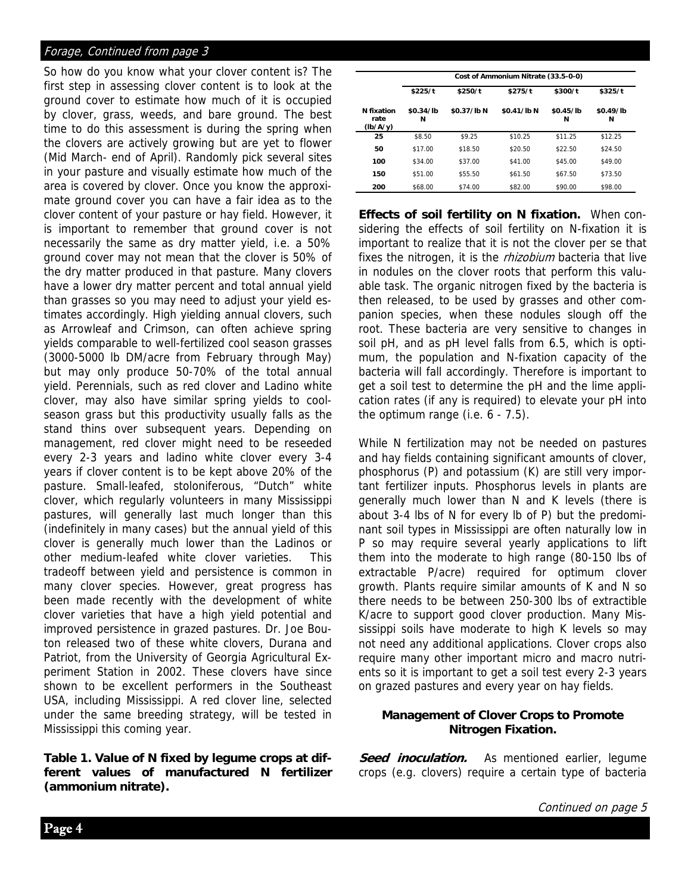*Forage, Continued from page 3*

So how do you know what your clover content is? The first step in assessing clover content is to look at the ground cover to estimate how much of it is occupied by clover, grass, weeds, and bare ground. The best time to do this assessment is during the spring when the clovers are actively growing but are yet to flower (Mid March- end of April). Randomly pick several sites in your pasture and visually estimate how much of the area is covered by clover. Once you know the approximate ground cover you can have a fair idea as to the clover content of your pasture or hay field. However, it is important to remember that ground cover is not necessarily the same as dry matter yield, i.e. a 50% ground cover may not mean that the clover is 50% of the dry matter produced in that pasture. Many clovers have a lower dry matter percent and total annual yield than grasses so you may need to adjust your yield estimates accordingly. High yielding annual clovers, such as Arrowleaf and Crimson, can often achieve spring yields comparable to well-fertilized cool season grasses (3000-5000 lb DM/acre from February through May) but may only produce 50-70% of the total annual yield. Perennials, such as red clover and Ladino white clover, may also have similar spring yields to cool-season grass but this productivity usually falls as the stand thins over subsequent years. Depending on management, red clover might need to be reseeded every 2-3 years and ladino white clover every 3-4 years if clover content is to be kept above 20% of the pasture. Small-leafed, stoloniferous, "Dutch" white clover, which regularly volunteers in many Mississippi pastures, will generally last much longer than this (indefinitely in many cases) but the annual yield of this clover is generally much lower than the Ladinos or other medium-leafed white clover varieties. This tradeoff between yield and persistence is common in many clover species. However, great progress has been made recently with the development of white clover varieties that have a high yield potential and improved persistence in grazed pastures. Dr. Joe Bouton released two of these white clovers, Durana and Patriot, from the University of Georgia Agricultural Experiment Station in 2002. These clovers have since shown to be excellent performers in the Southeast USA, including Mississippi. A red clover line, selected under the same breeding strategy, will be tested in Mississippi this coming year.

**Table 1. Value of N fixed by legume crops at different values of manufactured N fertilizer (ammonium nitrate).**

| | Cost of Ammonium Nitrate (33.5-0-0) | | | | |
|---|---|---|---|---|---|
| | $225/t | $250/t | $275/t | $300/t | $325/t |
| **N fixation rate (lb/A/y)** | **$0.34/lb N** | **$0.37/lb N** | **$0.41/lb N** | **$0.45/lb N** | **$0.49/lb N** |
| **25** | $8.50 | $9.25 | $10.25 | $11.25 | $12.25 |
| **50** | $17.00 | $18.50 | $20.50 | $22.50 | $24.50 |
| **100** | $34.00 | $37.00 | $41.00 | $45.00 | $49.00 |
| **150** | $51.00 | $55.50 | $61.50 | $67.50 | $73.50 |
| **200** | $68.00 | $74.00 | $82.00 | $90.00 | $98.00 |

**Effects of soil fertility on N fixation.** When considering the effects of soil fertility on N-fixation it is important to realize that it is not the clover per se that fixes the nitrogen, it is the *rhizobium* bacteria that live in nodules on the clover roots that perform this valuable task. The organic nitrogen fixed by the bacteria is then released, to be used by grasses and other companion species, when these nodules slough off the root. These bacteria are very sensitive to changes in soil pH, and as pH level falls from 6.5, which is optimum, the population and N-fixation capacity of the bacteria will fall accordingly. Therefore is important to get a soil test to determine the pH and the lime application rates (if any is required) to elevate your pH into the optimum range (i.e. 6 - 7.5).

While N fertilization may not be needed on pastures and hay fields containing significant amounts of clover, phosphorus (P) and potassium (K) are still very important fertilizer inputs. Phosphorus levels in plants are generally much lower than N and K levels (there is about 3-4 lbs of N for every lb of P) but the predominant soil types in Mississippi are often naturally low in P so may require several yearly applications to lift them into the moderate to high range (80-150 lbs of extractable P/acre) required for optimum clover growth. Plants require similar amounts of K and N so there needs to be between 250-300 lbs of extractible K/acre to support good clover production. Many Mississippi soils have moderate to high K levels so may not need any additional applications. Clover crops also require many other important micro and macro nutrients so it is important to get a soil test every 2-3 years on grazed pastures and every year on hay fields.

### Management of Clover Crops to Promote Nitrogen Fixation.

***Seed inoculation.*** As mentioned earlier, legume crops (e.g. clovers) require a certain type of bacteria

*Continued on page 5*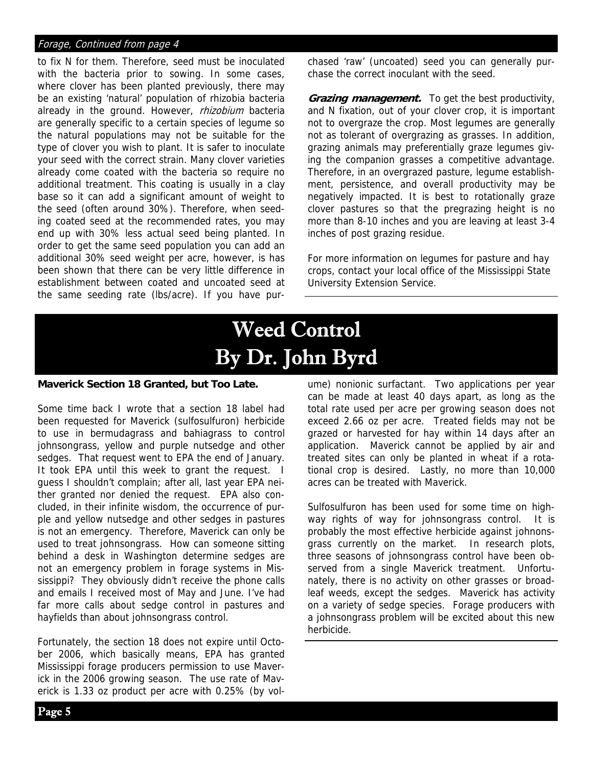*Forage, Continued from page 4*

to fix N for them. Therefore, seed must be inoculated with the bacteria prior to sowing. In some cases, where clover has been planted previously, there may be an existing 'natural' population of rhizobia bacteria already in the ground. However, *rhizobium* bacteria are generally specific to a certain species of legume so the natural populations may not be suitable for the type of clover you wish to plant. It is safer to inoculate your seed with the correct strain. Many clover varieties already come coated with the bacteria so require no additional treatment. This coating is usually in a clay base so it can add a significant amount of weight to the seed (often around 30%). Therefore, when seeding coated seed at the recommended rates, you may end up with 30% less actual seed being planted. In order to get the same seed population you can add an additional 30% seed weight per acre, however, is has been shown that there can be very little difference in establishment between coated and uncoated seed at the same seeding rate (lbs/acre). If you have purchased 'raw' (uncoated) seed you can generally purchase the correct inoculant with the seed.

***Grazing management.*** To get the best productivity, and N fixation, out of your clover crop, it is important not to overgraze the crop. Most legumes are generally not as tolerant of overgrazing as grasses. In addition, grazing animals may preferentially graze legumes giving the companion grasses a competitive advantage. Therefore, in an overgrazed pasture, legume establishment, persistence, and overall productivity may be negatively impacted. It is best to rotationally graze clover pastures so that the pregrazing height is no more than 8-10 inches and you are leaving at least 3-4 inches of post grazing residue.

For more information on legumes for pasture and hay crops, contact your local office of the Mississippi State University Extension Service.

# Weed Control
# By Dr. John Byrd

**Maverick Section 18 Granted, but Too Late.**

Some time back I wrote that a section 18 label had been requested for Maverick (sulfosulfuron) herbicide to use in bermudagrass and bahiagrass to control johnsongrass, yellow and purple nutsedge and other sedges. That request went to EPA the end of January. It took EPA until this week to grant the request. I guess I shouldn't complain; after all, last year EPA neither granted nor denied the request. EPA also concluded, in their infinite wisdom, the occurrence of purple and yellow nutsedge and other sedges in pastures is not an emergency. Therefore, Maverick can only be used to treat johnsongrass. How can someone sitting behind a desk in Washington determine sedges are not an emergency problem in forage systems in Mississippi? They obviously didn't receive the phone calls and emails I received most of May and June. I've had far more calls about sedge control in pastures and hayfields than about johnsongrass control.

Fortunately, the section 18 does not expire until October 2006, which basically means, EPA has granted Mississippi forage producers permission to use Maverick in the 2006 growing season. The use rate of Maverick is 1.33 oz product per acre with 0.25% (by volume) nonionic surfactant. Two applications per year can be made at least 40 days apart, as long as the total rate used per acre per growing season does not exceed 2.66 oz per acre. Treated fields may not be grazed or harvested for hay within 14 days after an application. Maverick cannot be applied by air and treated sites can only be planted in wheat if a rotational crop is desired. Lastly, no more than 10,000 acres can be treated with Maverick.

Sulfosulfuron has been used for some time on highway rights of way for johnsongrass control. It is probably the most effective herbicide against johnsongrass currently on the market. In research plots, three seasons of johnsongrass control have been observed from a single Maverick treatment. Unfortunately, there is no activity on other grasses or broadleaf weeds, except the sedges. Maverick has activity on a variety of sedge species. Forage producers with a johnsongrass problem will be excited about this new herbicide.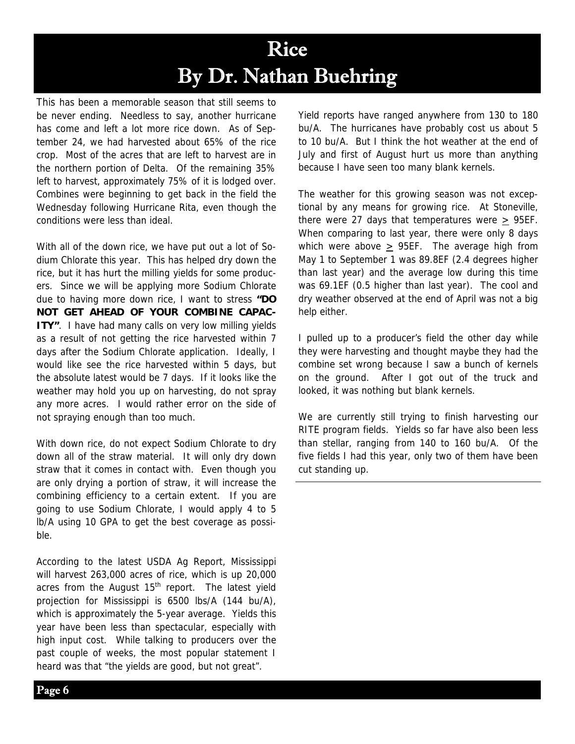# Rice
## By Dr. Nathan Buehring

This has been a memorable season that still seems to be never ending. Needless to say, another hurricane has come and left a lot more rice down. As of September 24, we had harvested about 65% of the rice crop. Most of the acres that are left to harvest are in the northern portion of Delta. Of the remaining 35% left to harvest, approximately 75% of it is lodged over. Combines were beginning to get back in the field the Wednesday following Hurricane Rita, even though the conditions were less than ideal.

With all of the down rice, we have put out a lot of Sodium Chlorate this year. This has helped dry down the rice, but it has hurt the milling yields for some producers. Since we will be applying more Sodium Chlorate due to having more down rice, I want to stress **"DO NOT GET AHEAD OF YOUR COMBINE CAPACITY"**. I have had many calls on very low milling yields as a result of not getting the rice harvested within 7 days after the Sodium Chlorate application. Ideally, I would like see the rice harvested within 5 days, but the absolute latest would be 7 days. If it looks like the weather may hold you up on harvesting, do not spray any more acres. I would rather error on the side of not spraying enough than too much.

With down rice, do not expect Sodium Chlorate to dry down all of the straw material. It will only dry down straw that it comes in contact with. Even though you are only drying a portion of straw, it will increase the combining efficiency to a certain extent. If you are going to use Sodium Chlorate, I would apply 4 to 5 lb/A using 10 GPA to get the best coverage as possible.

According to the latest USDA Ag Report, Mississippi will harvest 263,000 acres of rice, which is up 20,000 acres from the August 15th report. The latest yield projection for Mississippi is 6500 lbs/A (144 bu/A), which is approximately the 5-year average. Yields this year have been less than spectacular, especially with high input cost. While talking to producers over the past couple of weeks, the most popular statement I heard was that "the yields are good, but not great".

Yield reports have ranged anywhere from 130 to 180 bu/A. The hurricanes have probably cost us about 5 to 10 bu/A. But I think the hot weather at the end of July and first of August hurt us more than anything because I have seen too many blank kernels.

The weather for this growing season was not exceptional by any means for growing rice. At Stoneville, there were 27 days that temperatures were $\geq$ 95EF. When comparing to last year, there were only 8 days which were above $\geq$ 95EF. The average high from May 1 to September 1 was 89.8EF (2.4 degrees higher than last year) and the average low during this time was 69.1EF (0.5 higher than last year). The cool and dry weather observed at the end of April was not a big help either.

I pulled up to a producer's field the other day while they were harvesting and thought maybe they had the combine set wrong because I saw a bunch of kernels on the ground. After I got out of the truck and looked, it was nothing but blank kernels.

We are currently still trying to finish harvesting our RITE program fields. Yields so far have also been less than stellar, ranging from 140 to 160 bu/A. Of the five fields I had this year, only two of them have been cut standing up.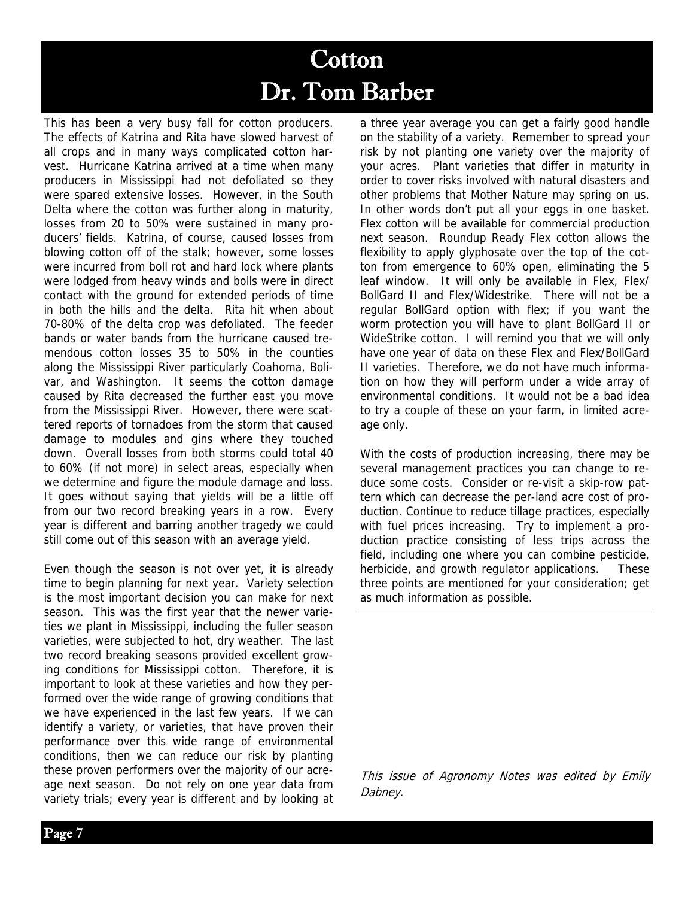# Cotton
## Dr. Tom Barber

This has been a very busy fall for cotton producers. The effects of Katrina and Rita have slowed harvest of all crops and in many ways complicated cotton harvest. Hurricane Katrina arrived at a time when many producers in Mississippi had not defoliated so they were spared extensive losses. However, in the South Delta where the cotton was further along in maturity, losses from 20 to 50% were sustained in many producers' fields. Katrina, of course, caused losses from blowing cotton off of the stalk; however, some losses were incurred from boll rot and hard lock where plants were lodged from heavy winds and bolls were in direct contact with the ground for extended periods of time in both the hills and the delta. Rita hit when about 70-80% of the delta crop was defoliated. The feeder bands or water bands from the hurricane caused tremendous cotton losses 35 to 50% in the counties along the Mississippi River particularly Coahoma, Bolivar, and Washington. It seems the cotton damage caused by Rita decreased the further east you move from the Mississippi River. However, there were scattered reports of tornadoes from the storm that caused damage to modules and gins where they touched down. Overall losses from both storms could total 40 to 60% (if not more) in select areas, especially when we determine and figure the module damage and loss. It goes without saying that yields will be a little off from our two record breaking years in a row. Every year is different and barring another tragedy we could still come out of this season with an average yield.

Even though the season is not over yet, it is already time to begin planning for next year. Variety selection is the most important decision you can make for next season. This was the first year that the newer varieties we plant in Mississippi, including the fuller season varieties, were subjected to hot, dry weather. The last two record breaking seasons provided excellent growing conditions for Mississippi cotton. Therefore, it is important to look at these varieties and how they performed over the wide range of growing conditions that we have experienced in the last few years. If we can identify a variety, or varieties, that have proven their performance over this wide range of environmental conditions, then we can reduce our risk by planting these proven performers over the majority of our acreage next season. Do not rely on one year data from variety trials; every year is different and by looking at a three year average you can get a fairly good handle on the stability of a variety. Remember to spread your risk by not planting one variety over the majority of your acres. Plant varieties that differ in maturity in order to cover risks involved with natural disasters and other problems that Mother Nature may spring on us. In other words don't put all your eggs in one basket. Flex cotton will be available for commercial production next season. Roundup Ready Flex cotton allows the flexibility to apply glyphosate over the top of the cotton from emergence to 60% open, eliminating the 5 leaf window. It will only be available in Flex, Flex/BollGard II and Flex/Widestrike. There will not be a regular BollGard option with flex; if you want the worm protection you will have to plant BollGard II or WideStrike cotton. I will remind you that we will only have one year of data on these Flex and Flex/BollGard II varieties. Therefore, we do not have much information on how they will perform under a wide array of environmental conditions. It would not be a bad idea to try a couple of these on your farm, in limited acreage only.

With the costs of production increasing, there may be several management practices you can change to reduce some costs. Consider or re-visit a skip-row pattern which can decrease the per-land acre cost of production. Continue to reduce tillage practices, especially with fuel prices increasing. Try to implement a production practice consisting of less trips across the field, including one where you can combine pesticide, herbicide, and growth regulator applications. These three points are mentioned for your consideration; get as much information as possible.

---

*This issue of Agronomy Notes was edited by Emily Dabney.*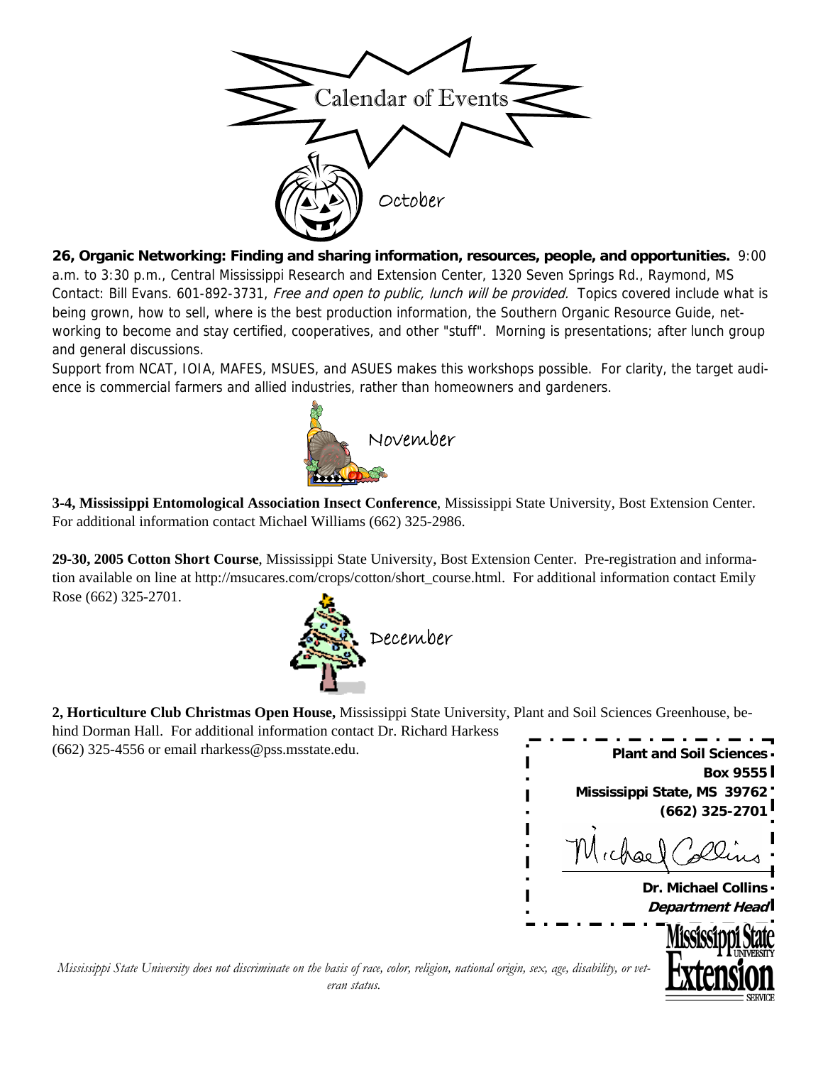# Calendar of Events

## October

**26, Organic Networking: Finding and sharing information, resources, people, and opportunities.** 9:00 a.m. to 3:30 p.m., Central Mississippi Research and Extension Center, 1320 Seven Springs Rd., Raymond, MS Contact: Bill Evans. 601-892-3731, *Free and open to public, lunch will be provided.* Topics covered include what is being grown, how to sell, where is the best production information, the Southern Organic Resource Guide, networking to become and stay certified, cooperatives, and other "stuff". Morning is presentations; after lunch group and general discussions.

Support from NCAT, IOIA, MAFES, MSUES, and ASUES makes this workshops possible. For clarity, the target audience is commercial farmers and allied industries, rather than homeowners and gardeners.

## November

**3-4, Mississippi Entomological Association Insect Conference**, Mississippi State University, Bost Extension Center. For additional information contact Michael Williams (662) 325-2986.

**29-30, 2005 Cotton Short Course**, Mississippi State University, Bost Extension Center. Pre-registration and information available on line at http://msucares.com/crops/cotton/short_course.html. For additional information contact Emily Rose (662) 325-2701.

## December

**2, Horticulture Club Christmas Open House,** Mississippi State University, Plant and Soil Sciences Greenhouse, behind Dorman Hall. For additional information contact Dr. Richard Harkess (662) 325-4556 or email rharkess@pss.msstate.edu.

**Plant and Soil Sciences**
**Box 9555**
**Mississippi State, MS 39762**
**(662) 325-2701**

Michael Collins

**Dr. Michael Collins**
***Department Head***

Mississippi State University Extension Service

*Mississippi State University does not discriminate on the basis of race, color, religion, national origin, sex, age, disability, or veteran status.*